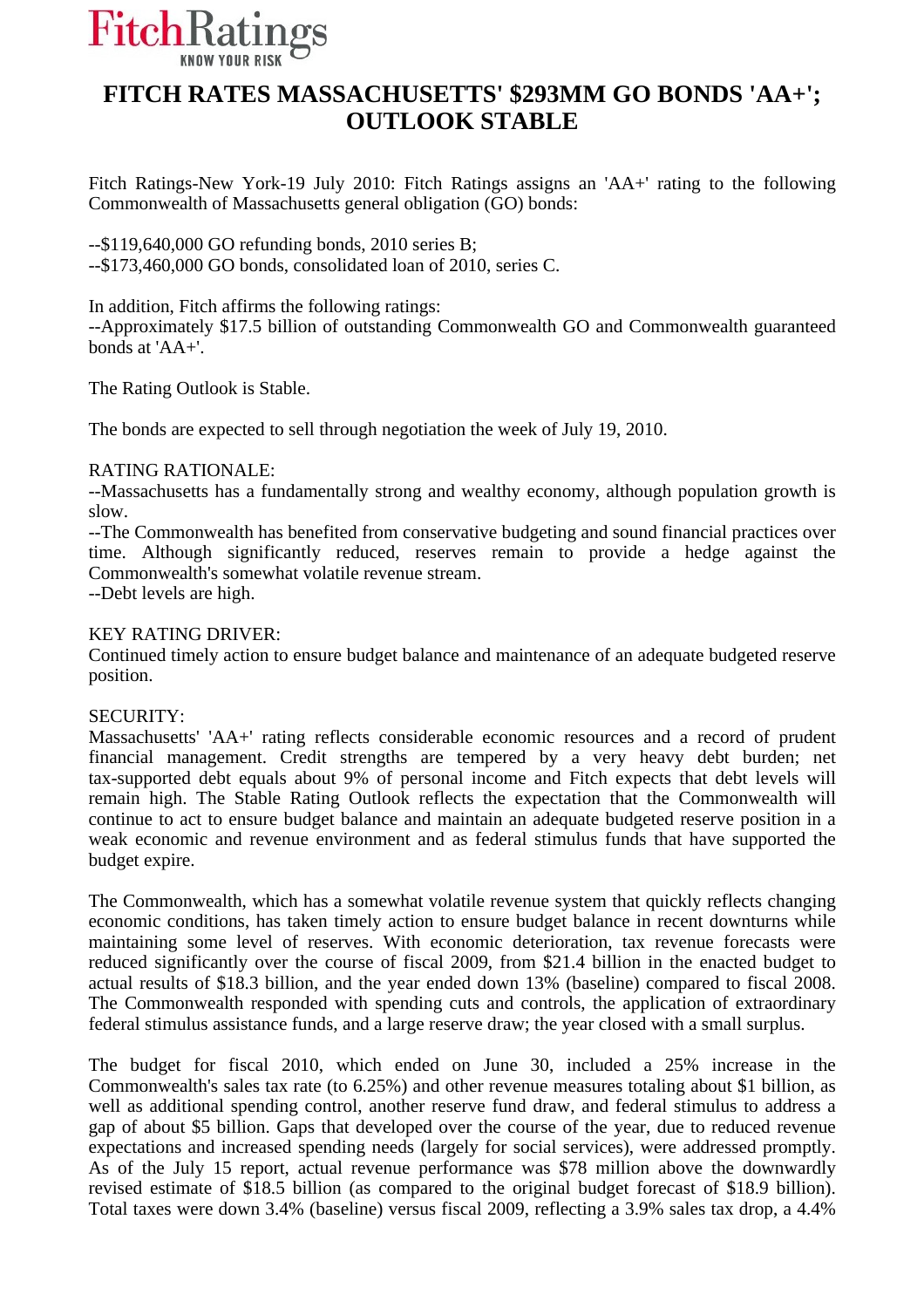# FITCH RATES MASSACHUSETTS' $293MM GO BONDS 'AA+'; OUTLOOK STABLE

Fitch Ratings-New York-19 July 2010: Fitch Ratings assigns an 'AA+' rating to the following Commonwealth of Massachusetts general obligation (GO) bonds:

--$119,640,000 GO refunding bonds, 2010 series B;
--$173,460,000 GO bonds, consolidated loan of 2010, series C.

In addition, Fitch affirms the following ratings:
--Approximately $17.5 billion of outstanding Commonwealth GO and Commonwealth guaranteed bonds at 'AA+'.

The Rating Outlook is Stable.

The bonds are expected to sell through negotiation the week of July 19, 2010.

RATING RATIONALE:
--Massachusetts has a fundamentally strong and wealthy economy, although population growth is slow.
--The Commonwealth has benefited from conservative budgeting and sound financial practices over time. Although significantly reduced, reserves remain to provide a hedge against the Commonwealth's somewhat volatile revenue stream.
--Debt levels are high.

KEY RATING DRIVER:
Continued timely action to ensure budget balance and maintenance of an adequate budgeted reserve position.

SECURITY:
Massachusetts' 'AA+' rating reflects considerable economic resources and a record of prudent financial management. Credit strengths are tempered by a very heavy debt burden; net tax-supported debt equals about 9% of personal income and Fitch expects that debt levels will remain high. The Stable Rating Outlook reflects the expectation that the Commonwealth will continue to act to ensure budget balance and maintain an adequate budgeted reserve position in a weak economic and revenue environment and as federal stimulus funds that have supported the budget expire.

The Commonwealth, which has a somewhat volatile revenue system that quickly reflects changing economic conditions, has taken timely action to ensure budget balance in recent downturns while maintaining some level of reserves. With economic deterioration, tax revenue forecasts were reduced significantly over the course of fiscal 2009, from $21.4 billion in the enacted budget to actual results of $18.3 billion, and the year ended down 13% (baseline) compared to fiscal 2008. The Commonwealth responded with spending cuts and controls, the application of extraordinary federal stimulus assistance funds, and a large reserve draw; the year closed with a small surplus.

The budget for fiscal 2010, which ended on June 30, included a 25% increase in the Commonwealth's sales tax rate (to 6.25%) and other revenue measures totaling about $1 billion, as well as additional spending control, another reserve fund draw, and federal stimulus to address a gap of about $5 billion. Gaps that developed over the course of the year, due to reduced revenue expectations and increased spending needs (largely for social services), were addressed promptly. As of the July 15 report, actual revenue performance was $78 million above the downwardly revised estimate of $18.5 billion (as compared to the original budget forecast of $18.9 billion). Total taxes were down 3.4% (baseline) versus fiscal 2009, reflecting a 3.9% sales tax drop, a 4.4%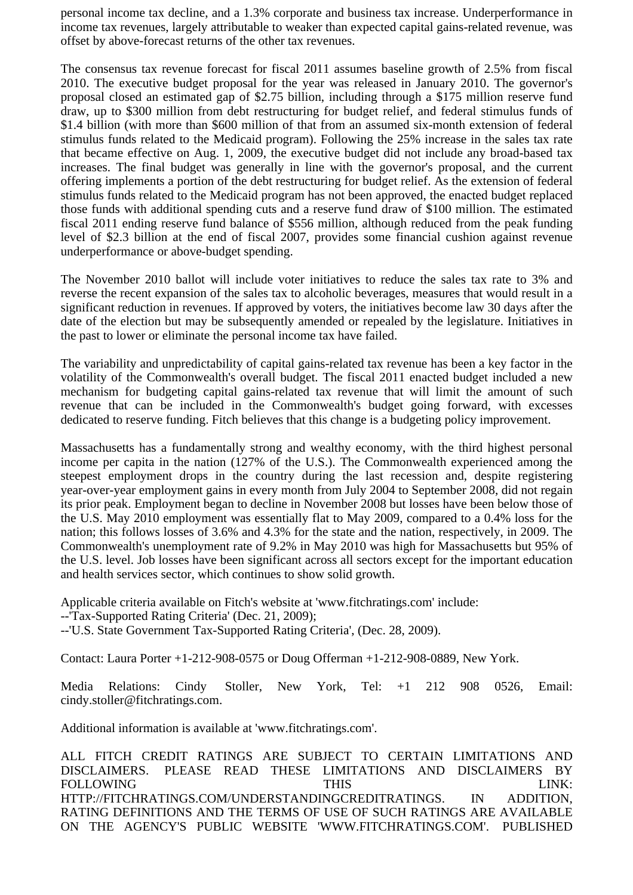personal income tax decline, and a 1.3% corporate and business tax increase. Underperformance in income tax revenues, largely attributable to weaker than expected capital gains-related revenue, was offset by above-forecast returns of the other tax revenues.

The consensus tax revenue forecast for fiscal 2011 assumes baseline growth of 2.5% from fiscal 2010. The executive budget proposal for the year was released in January 2010. The governor's proposal closed an estimated gap of $2.75 billion, including through a $175 million reserve fund draw, up to $300 million from debt restructuring for budget relief, and federal stimulus funds of $1.4 billion (with more than $600 million of that from an assumed six-month extension of federal stimulus funds related to the Medicaid program). Following the 25% increase in the sales tax rate that became effective on Aug. 1, 2009, the executive budget did not include any broad-based tax increases. The final budget was generally in line with the governor's proposal, and the current offering implements a portion of the debt restructuring for budget relief. As the extension of federal stimulus funds related to the Medicaid program has not been approved, the enacted budget replaced those funds with additional spending cuts and a reserve fund draw of $100 million. The estimated fiscal 2011 ending reserve fund balance of $556 million, although reduced from the peak funding level of $2.3 billion at the end of fiscal 2007, provides some financial cushion against revenue underperformance or above-budget spending.

The November 2010 ballot will include voter initiatives to reduce the sales tax rate to 3% and reverse the recent expansion of the sales tax to alcoholic beverages, measures that would result in a significant reduction in revenues. If approved by voters, the initiatives become law 30 days after the date of the election but may be subsequently amended or repealed by the legislature. Initiatives in the past to lower or eliminate the personal income tax have failed.

The variability and unpredictability of capital gains-related tax revenue has been a key factor in the volatility of the Commonwealth's overall budget. The fiscal 2011 enacted budget included a new mechanism for budgeting capital gains-related tax revenue that will limit the amount of such revenue that can be included in the Commonwealth's budget going forward, with excesses dedicated to reserve funding. Fitch believes that this change is a budgeting policy improvement.

Massachusetts has a fundamentally strong and wealthy economy, with the third highest personal income per capita in the nation (127% of the U.S.). The Commonwealth experienced among the steepest employment drops in the country during the last recession and, despite registering year-over-year employment gains in every month from July 2004 to September 2008, did not regain its prior peak. Employment began to decline in November 2008 but losses have been below those of the U.S. May 2010 employment was essentially flat to May 2009, compared to a 0.4% loss for the nation; this follows losses of 3.6% and 4.3% for the state and the nation, respectively, in 2009. The Commonwealth's unemployment rate of 9.2% in May 2010 was high for Massachusetts but 95% of the U.S. level. Job losses have been significant across all sectors except for the important education and health services sector, which continues to show solid growth.

Applicable criteria available on Fitch's website at 'www.fitchratings.com' include:
--'Tax-Supported Rating Criteria' (Dec. 21, 2009);
--'U.S. State Government Tax-Supported Rating Criteria', (Dec. 28, 2009).

Contact: Laura Porter +1-212-908-0575 or Doug Offerman +1-212-908-0889, New York.

Media Relations: Cindy Stoller, New York, Tel: +1 212 908 0526, Email: cindy.stoller@fitchratings.com.

Additional information is available at 'www.fitchratings.com'.

ALL FITCH CREDIT RATINGS ARE SUBJECT TO CERTAIN LIMITATIONS AND DISCLAIMERS. PLEASE READ THESE LIMITATIONS AND DISCLAIMERS BY FOLLOWING THIS LINK: HTTP://FITCHRATINGS.COM/UNDERSTANDINGCREDITRATINGS. IN ADDITION, RATING DEFINITIONS AND THE TERMS OF USE OF SUCH RATINGS ARE AVAILABLE ON THE AGENCY'S PUBLIC WEBSITE 'WWW.FITCHRATINGS.COM'. PUBLISHED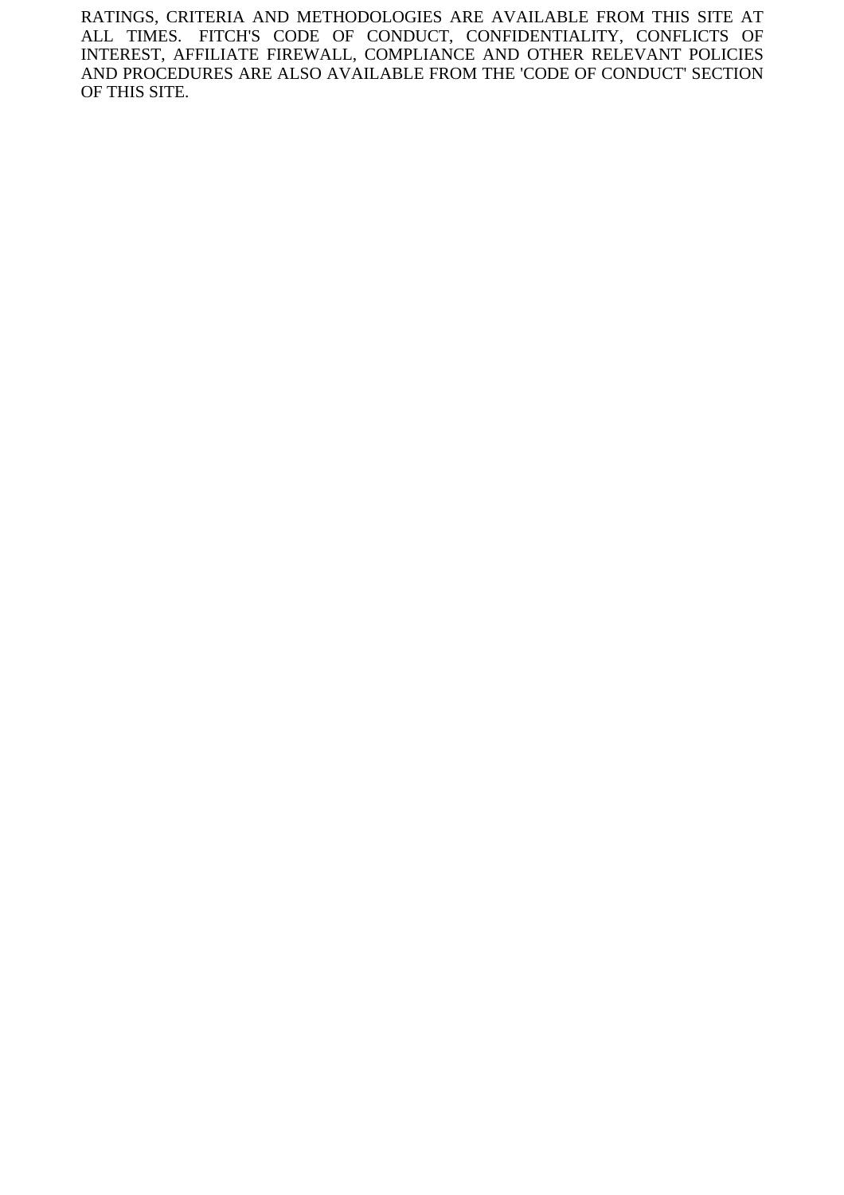RATINGS, CRITERIA AND METHODOLOGIES ARE AVAILABLE FROM THIS SITE AT ALL TIMES. FITCH'S CODE OF CONDUCT, CONFIDENTIALITY, CONFLICTS OF INTEREST, AFFILIATE FIREWALL, COMPLIANCE AND OTHER RELEVANT POLICIES AND PROCEDURES ARE ALSO AVAILABLE FROM THE 'CODE OF CONDUCT' SECTION OF THIS SITE.